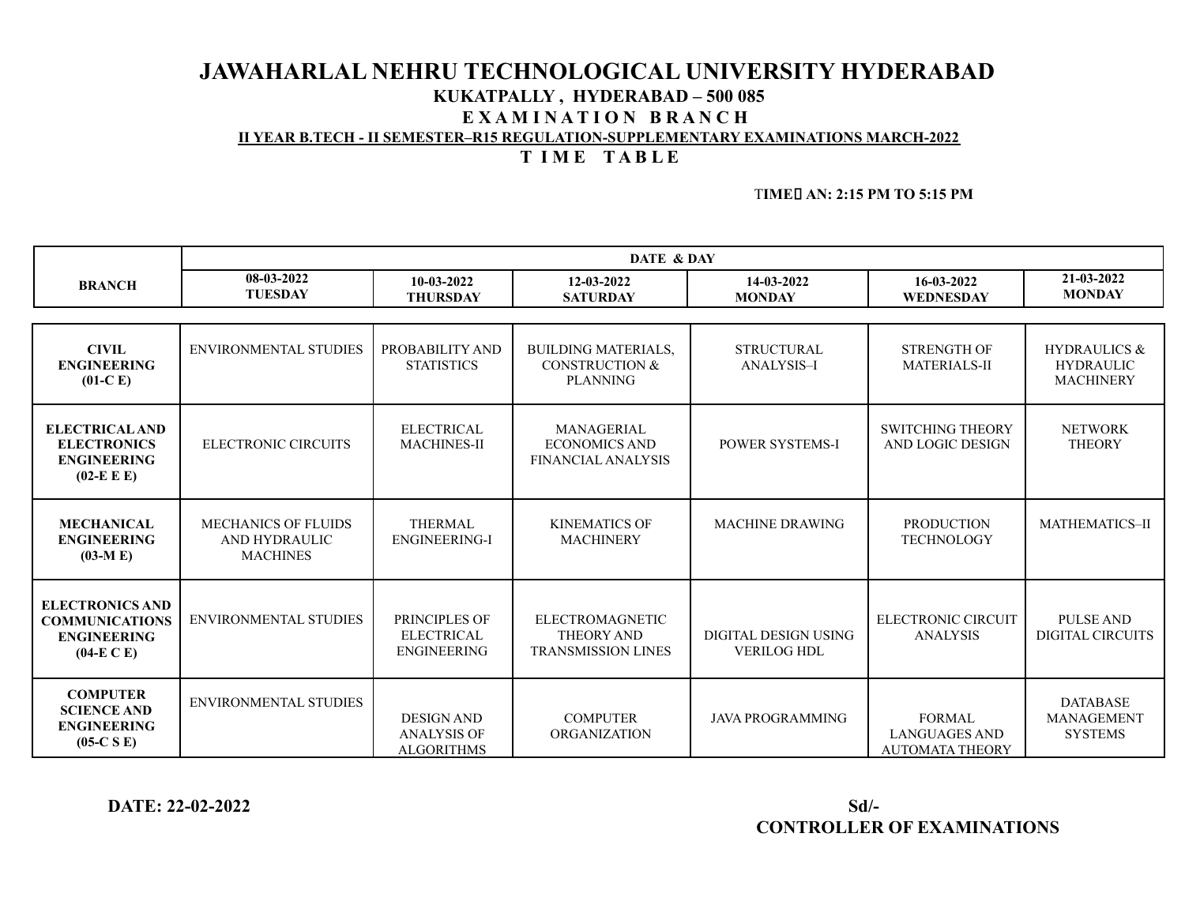# JAWAHARLAL NEHRU TECHNOLOGICAL UNIVERSITY HYDERABAD

**KUKATPALLY , HYDERABAD – 500 085**

**E X A M I N A T I O N B R A N C H**

**II YEAR B.TECH - II SEMESTER–R15 REGULATION-SUPPLEMENTARY EXAMINATIONS MARCH-2022**

**T I M E T A B L E**

**TIME AN: 2:15 PM TO 5:15 PM**

| BRANCH | DATE & DAY | | | | | |
|---|---|---|---|---|---|---|
| | 08-03-2022 TUESDAY | 10-03-2022 THURSDAY | 12-03-2022 SATURDAY | 14-03-2022 MONDAY | 16-03-2022 WEDNESDAY | 21-03-2022 MONDAY |
| **CIVIL ENGINEERING (01-C E)** | ENVIRONMENTAL STUDIES | PROBABILITY AND STATISTICS | BUILDING MATERIALS, CONSTRUCTION & PLANNING | STRUCTURAL ANALYSIS–I | STRENGTH OF MATERIALS-II | HYDRAULICS & HYDRAULIC MACHINERY |
| **ELECTRICAL AND ELECTRONICS ENGINEERING (02-E E E)** | ELECTRONIC CIRCUITS | ELECTRICAL MACHINES-II | MANAGERIAL ECONOMICS AND FINANCIAL ANALYSIS | POWER SYSTEMS-I | SWITCHING THEORY AND LOGIC DESIGN | NETWORK THEORY |
| **MECHANICAL ENGINEERING (03-M E)** | MECHANICS OF FLUIDS AND HYDRAULIC MACHINES | THERMAL ENGINEERING-I | KINEMATICS OF MACHINERY | MACHINE DRAWING | PRODUCTION TECHNOLOGY | MATHEMATICS–II |
| **ELECTRONICS AND COMMUNICATIONS ENGINEERING (04-E C E)** | ENVIRONMENTAL STUDIES | PRINCIPLES OF ELECTRICAL ENGINEERING | ELECTROMAGNETIC THEORY AND TRANSMISSION LINES | DIGITAL DESIGN USING VERILOG HDL | ELECTRONIC CIRCUIT ANALYSIS | PULSE AND DIGITAL CIRCUITS |
| **COMPUTER SCIENCE AND ENGINEERING (05-C S E)** | ENVIRONMENTAL STUDIES | DESIGN AND ANALYSIS OF ALGORITHMS | COMPUTER ORGANIZATION | JAVA PROGRAMMING | FORMAL LANGUAGES AND AUTOMATA THEORY | DATABASE MANAGEMENT SYSTEMS |

**DATE: 22-02-2022**

**Sd/-**
**CONTROLLER OF EXAMINATIONS**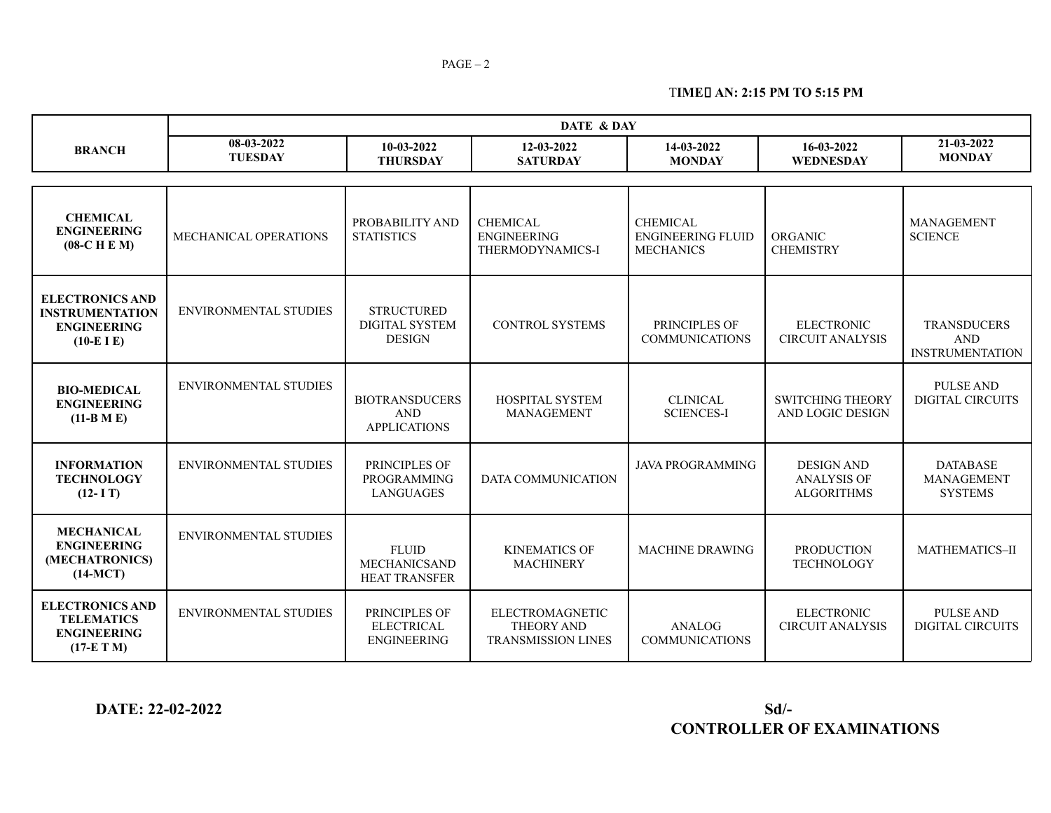TIME AN: 2:15 PM TO 5:15 PM

| BRANCH | DATE & DAY | | | | | |
|---|---|---|---|---|---|---|
| | 08-03-2022 TUESDAY | 10-03-2022 THURSDAY | 12-03-2022 SATURDAY | 14-03-2022 MONDAY | 16-03-2022 WEDNESDAY | 21-03-2022 MONDAY |
| **CHEMICAL ENGINEERING (08-C H E M)** | MECHANICAL OPERATIONS | PROBABILITY AND STATISTICS | CHEMICAL ENGINEERING THERMODYNAMICS-I | CHEMICAL ENGINEERING FLUID MECHANICS | ORGANIC CHEMISTRY | MANAGEMENT SCIENCE |
| **ELECTRONICS AND INSTRUMENTATION ENGINEERING (10-E I E)** | ENVIRONMENTAL STUDIES | STRUCTURED DIGITAL SYSTEM DESIGN | CONTROL SYSTEMS | PRINCIPLES OF COMMUNICATIONS | ELECTRONIC CIRCUIT ANALYSIS | TRANSDUCERS AND INSTRUMENTATION |
| **BIO-MEDICAL ENGINEERING (11-B M E)** | ENVIRONMENTAL STUDIES | BIOTRANSDUCERS AND APPLICATIONS | HOSPITAL SYSTEM MANAGEMENT | CLINICAL SCIENCES-I | SWITCHING THEORY AND LOGIC DESIGN | PULSE AND DIGITAL CIRCUITS |
| **INFORMATION TECHNOLOGY (12- I T)** | ENVIRONMENTAL STUDIES | PRINCIPLES OF PROGRAMMING LANGUAGES | DATA COMMUNICATION | JAVA PROGRAMMING | DESIGN AND ANALYSIS OF ALGORITHMS | DATABASE MANAGEMENT SYSTEMS |
| **MECHANICAL ENGINEERING (MECHATRONICS) (14-MCT)** | ENVIRONMENTAL STUDIES | FLUID MECHANICSAND HEAT TRANSFER | KINEMATICS OF MACHINERY | MACHINE DRAWING | PRODUCTION TECHNOLOGY | MATHEMATICS–II |
| **ELECTRONICS AND TELEMATICS ENGINEERING (17-E T M)** | ENVIRONMENTAL STUDIES | PRINCIPLES OF ELECTRICAL ENGINEERING | ELECTROMAGNETIC THEORY AND TRANSMISSION LINES | ANALOG COMMUNICATIONS | ELECTRONIC CIRCUIT ANALYSIS | PULSE AND DIGITAL CIRCUITS |

**DATE: 22-02-2022**

**Sd/-**
**CONTROLLER OF EXAMINATIONS**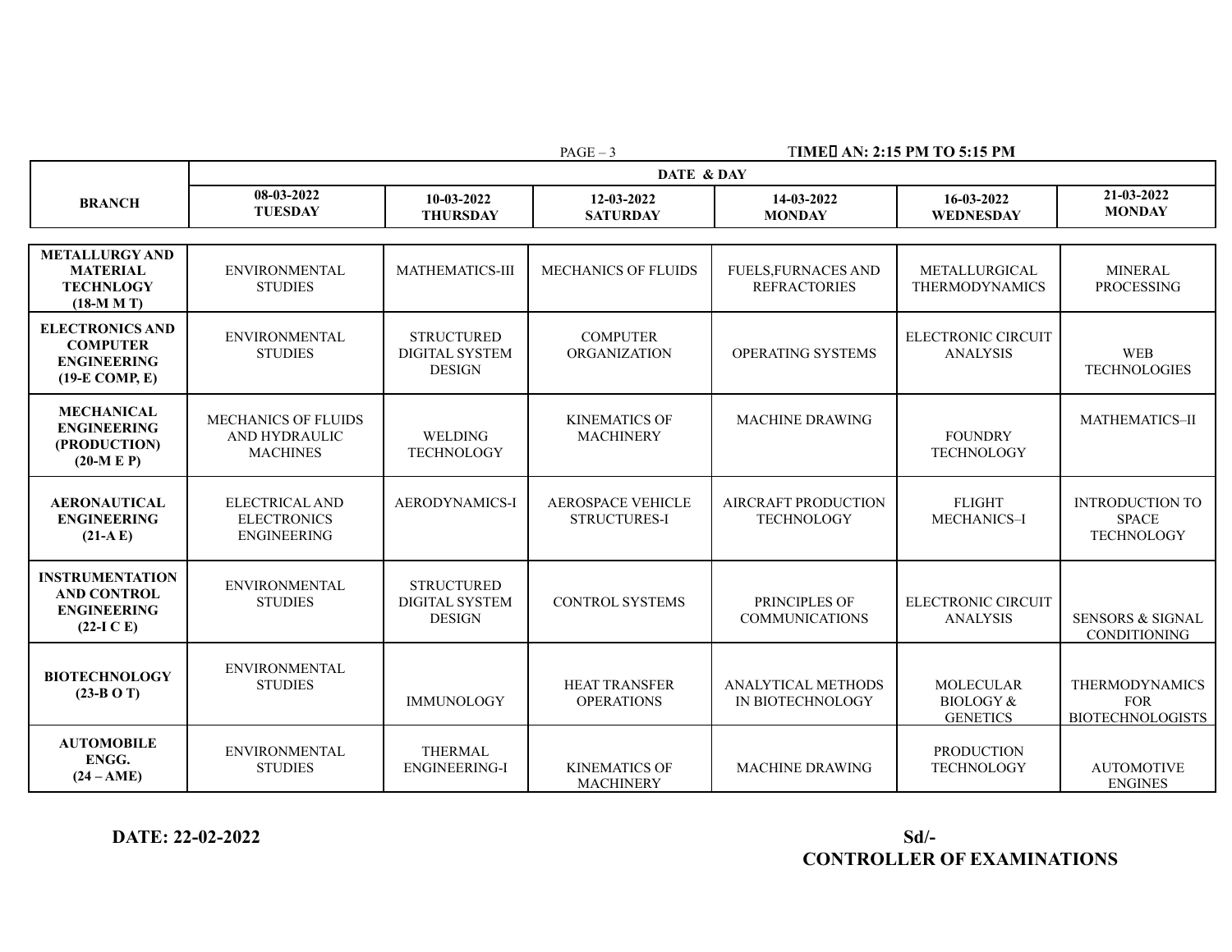TIME: AN: 2:15 PM TO 5:15 PM

| BRANCH | DATE & DAY | | | | | |
|---|---|---|---|---|---|---|
| | 08-03-2022 TUESDAY | 10-03-2022 THURSDAY | 12-03-2022 SATURDAY | 14-03-2022 MONDAY | 16-03-2022 WEDNESDAY | 21-03-2022 MONDAY |
| **METALLURGY AND MATERIAL TECHNLOGY (18-M M T)** | ENVIRONMENTAL STUDIES | MATHEMATICS-III | MECHANICS OF FLUIDS | FUELS,FURNACES AND REFRACTORIES | METALLURGICAL THERMODYNAMICS | MINERAL PROCESSING |
| **ELECTRONICS AND COMPUTER ENGINEERING (19-E COMP, E)** | ENVIRONMENTAL STUDIES | STRUCTURED DIGITAL SYSTEM DESIGN | COMPUTER ORGANIZATION | OPERATING SYSTEMS | ELECTRONIC CIRCUIT ANALYSIS | WEB TECHNOLOGIES |
| **MECHANICAL ENGINEERING (PRODUCTION) (20-M E P)** | MECHANICS OF FLUIDS AND HYDRAULIC MACHINES | WELDING TECHNOLOGY | KINEMATICS OF MACHINERY | MACHINE DRAWING | FOUNDRY TECHNOLOGY | MATHEMATICS–II |
| **AERONAUTICAL ENGINEERING (21-A E)** | ELECTRICAL AND ELECTRONICS ENGINEERING | AERODYNAMICS-I | AEROSPACE VEHICLE STRUCTURES-I | AIRCRAFT PRODUCTION TECHNOLOGY | FLIGHT MECHANICS–I | INTRODUCTION TO SPACE TECHNOLOGY |
| **INSTRUMENTATION AND CONTROL ENGINEERING (22-I C E)** | ENVIRONMENTAL STUDIES | STRUCTURED DIGITAL SYSTEM DESIGN | CONTROL SYSTEMS | PRINCIPLES OF COMMUNICATIONS | ELECTRONIC CIRCUIT ANALYSIS | SENSORS & SIGNAL CONDITIONING |
| **BIOTECHNOLOGY (23-B O T)** | ENVIRONMENTAL STUDIES | IMMUNOLOGY | HEAT TRANSFER OPERATIONS | ANALYTICAL METHODS IN BIOTECHNOLOGY | MOLECULAR BIOLOGY & GENETICS | THERMODYNAMICS FOR BIOTECHNOLOGISTS |
| **AUTOMOBILE ENGG. (24 – AME)** | ENVIRONMENTAL STUDIES | THERMAL ENGINEERING-I | KINEMATICS OF MACHINERY | MACHINE DRAWING | PRODUCTION TECHNOLOGY | AUTOMOTIVE ENGINES |

**DATE: 22-02-2022**

**Sd/-**
**CONTROLLER OF EXAMINATIONS**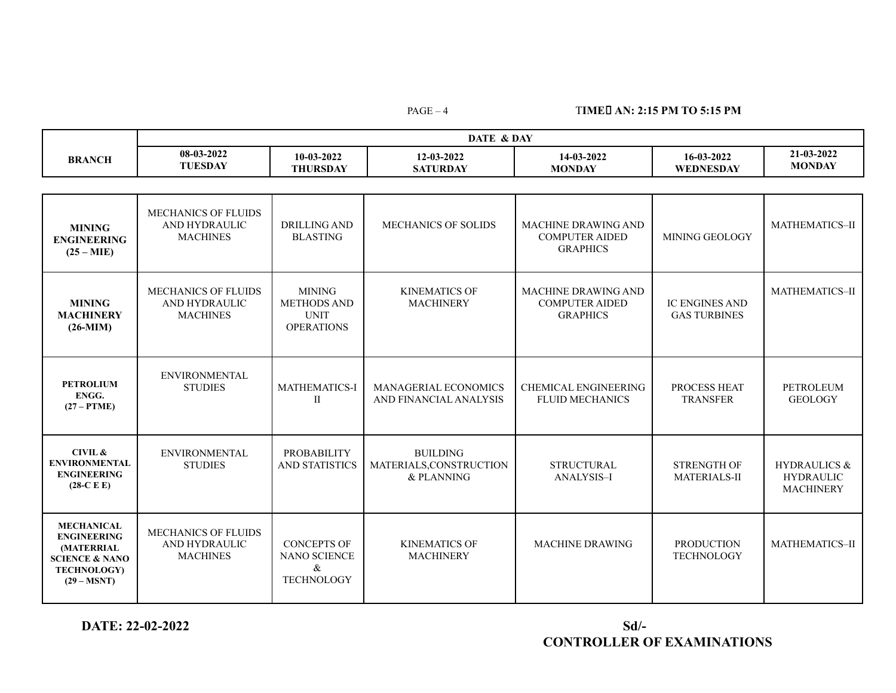TIME AN: 2:15 PM TO 5:15 PM

| BRANCH | 08-03-2022 TUESDAY | 10-03-2022 THURSDAY | 12-03-2022 SATURDAY | 14-03-2022 MONDAY | 16-03-2022 WEDNESDAY | 21-03-2022 MONDAY |
|---|---|---|---|---|---|---|
| **MINING ENGINEERING (25 – MIE)** | MECHANICS OF FLUIDS AND HYDRAULIC MACHINES | DRILLING AND BLASTING | MECHANICS OF SOLIDS | MACHINE DRAWING AND COMPUTER AIDED GRAPHICS | MINING GEOLOGY | MATHEMATICS–II |
| **MINING MACHINERY (26-MIM)** | MECHANICS OF FLUIDS AND HYDRAULIC MACHINES | MINING METHODS AND UNIT OPERATIONS | KINEMATICS OF MACHINERY | MACHINE DRAWING AND COMPUTER AIDED GRAPHICS | IC ENGINES AND GAS TURBINES | MATHEMATICS–II |
| **PETROLIUM ENGG. (27 – PTME)** | ENVIRONMENTAL STUDIES | MATHEMATICS-III | MANAGERIAL ECONOMICS AND FINANCIAL ANALYSIS | CHEMICAL ENGINEERING FLUID MECHANICS | PROCESS HEAT TRANSFER | PETROLEUM GEOLOGY |
| **CIVIL & ENVIRONMENTAL ENGINEERING (28-C E E)** | ENVIRONMENTAL STUDIES | PROBABILITY AND STATISTICS | BUILDING MATERIALS,CONSTRUCTION & PLANNING | STRUCTURAL ANALYSIS–I | STRENGTH OF MATERIALS-II | HYDRAULICS & HYDRAULIC MACHINERY |
| **MECHANICAL ENGINEERING (MATERRIAL SCIENCE & NANO TECHNOLOGY) (29 – MSNT)** | MECHANICS OF FLUIDS AND HYDRAULIC MACHINES | CONCEPTS OF NANO SCIENCE & TECHNOLOGY | KINEMATICS OF MACHINERY | MACHINE DRAWING | PRODUCTION TECHNOLOGY | MATHEMATICS–II |

**DATE: 22-02-2022**

**Sd/-**
**CONTROLLER OF EXAMINATIONS**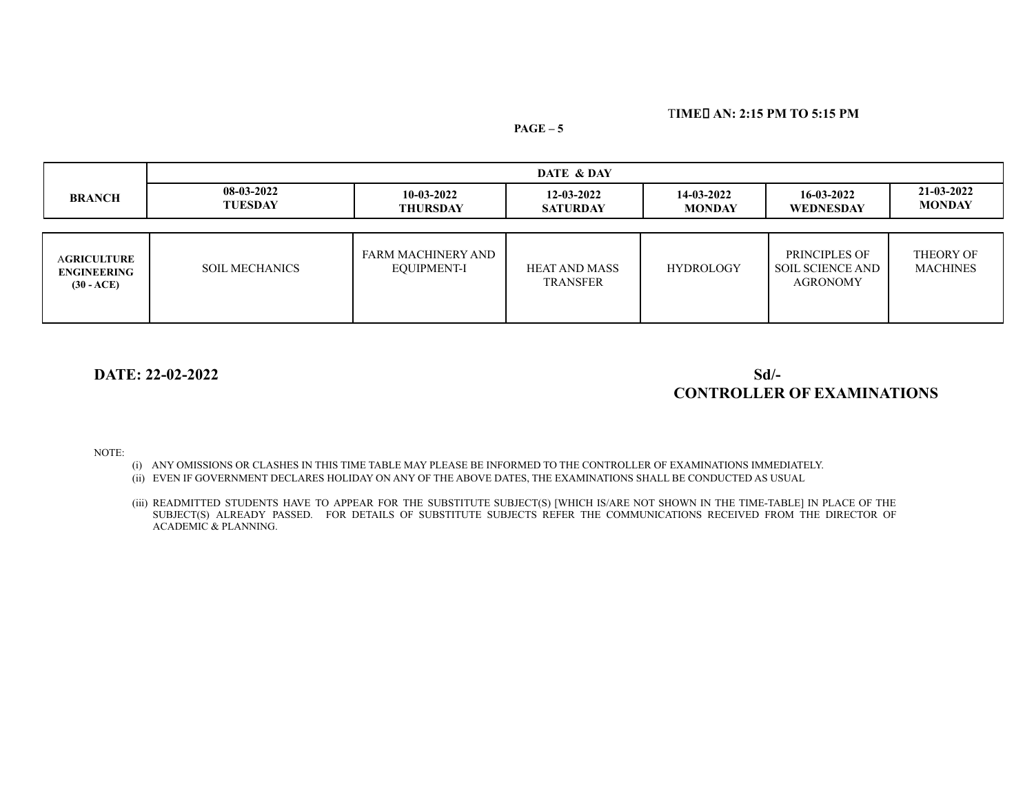**TIME: AN: 2:15 PM TO 5:15 PM**

**PAGE – 5**

| BRANCH | DATE & DAY | | | | | |
|---|---|---|---|---|---|---|
| | **08-03-2022 TUESDAY** | **10-03-2022 THURSDAY** | **12-03-2022 SATURDAY** | **14-03-2022 MONDAY** | **16-03-2022 WEDNESDAY** | **21-03-2022 MONDAY** |
| **AGRICULTURE ENGINEERING (30 - ACE)** | SOIL MECHANICS | FARM MACHINERY AND EQUIPMENT-I | HEAT AND MASS TRANSFER | HYDROLOGY | PRINCIPLES OF SOIL SCIENCE AND AGRONOMY | THEORY OF MACHINES |

**DATE: 22-02-2022**

**Sd/-**
**CONTROLLER OF EXAMINATIONS**

NOTE:

(i) ANY OMISSIONS OR CLASHES IN THIS TIME TABLE MAY PLEASE BE INFORMED TO THE CONTROLLER OF EXAMINATIONS IMMEDIATELY.

(ii) EVEN IF GOVERNMENT DECLARES HOLIDAY ON ANY OF THE ABOVE DATES, THE EXAMINATIONS SHALL BE CONDUCTED AS USUAL

(iii) READMITTED STUDENTS HAVE TO APPEAR FOR THE SUBSTITUTE SUBJECT(S) [WHICH IS/ARE NOT SHOWN IN THE TIME-TABLE] IN PLACE OF THE SUBJECT(S) ALREADY PASSED. FOR DETAILS OF SUBSTITUTE SUBJECTS REFER THE COMMUNICATIONS RECEIVED FROM THE DIRECTOR OF ACADEMIC & PLANNING.